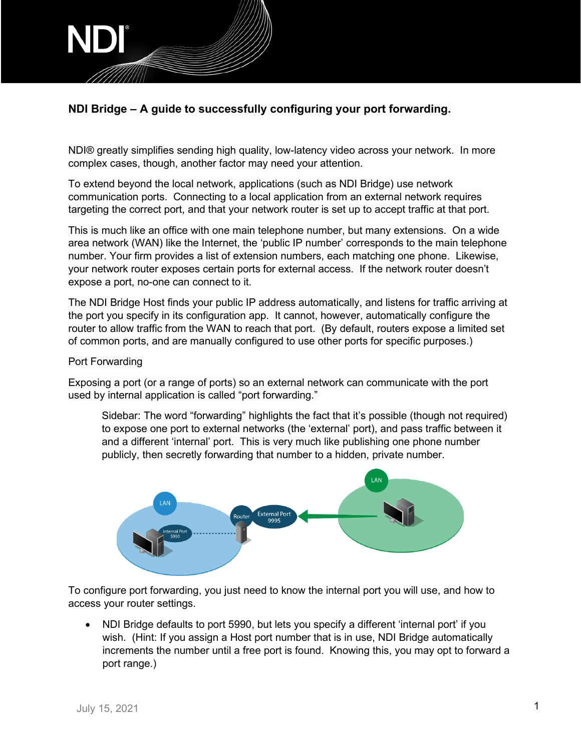NDI®

## NDI Bridge – A guide to successfully configuring your port forwarding.

NDI® greatly simplifies sending high quality, low-latency video across your network. In more complex cases, though, another factor may need your attention.

To extend beyond the local network, applications (such as NDI Bridge) use network communication ports. Connecting to a local application from an external network requires targeting the correct port, and that your network router is set up to accept traffic at that port.

This is much like an office with one main telephone number, but many extensions. On a wide area network (WAN) like the Internet, the 'public IP number' corresponds to the main telephone number. Your firm provides a list of extension numbers, each matching one phone. Likewise, your network router exposes certain ports for external access. If the network router doesn't expose a port, no-one can connect to it.

The NDI Bridge Host finds your public IP address automatically, and listens for traffic arriving at the port you specify in its configuration app. It cannot, however, automatically configure the router to allow traffic from the WAN to reach that port. (By default, routers expose a limited set of common ports, and are manually configured to use other ports for specific purposes.)

### Port Forwarding

Exposing a port (or a range of ports) so an external network can communicate with the port used by internal application is called "port forwarding."

> Sidebar: The word "forwarding" highlights the fact that it's possible (though not required) to expose one port to external networks (the 'external' port), and pass traffic between it and a different 'internal' port. This is very much like publishing one phone number publicly, then secretly forwarding that number to a hidden, private number.

To configure port forwarding, you just need to know the internal port you will use, and how to access your router settings.

- NDI Bridge defaults to port 5990, but lets you specify a different 'internal port' if you wish. (Hint: If you assign a Host port number that is in use, NDI Bridge automatically increments the number until a free port is found. Knowing this, you may opt to forward a port range.)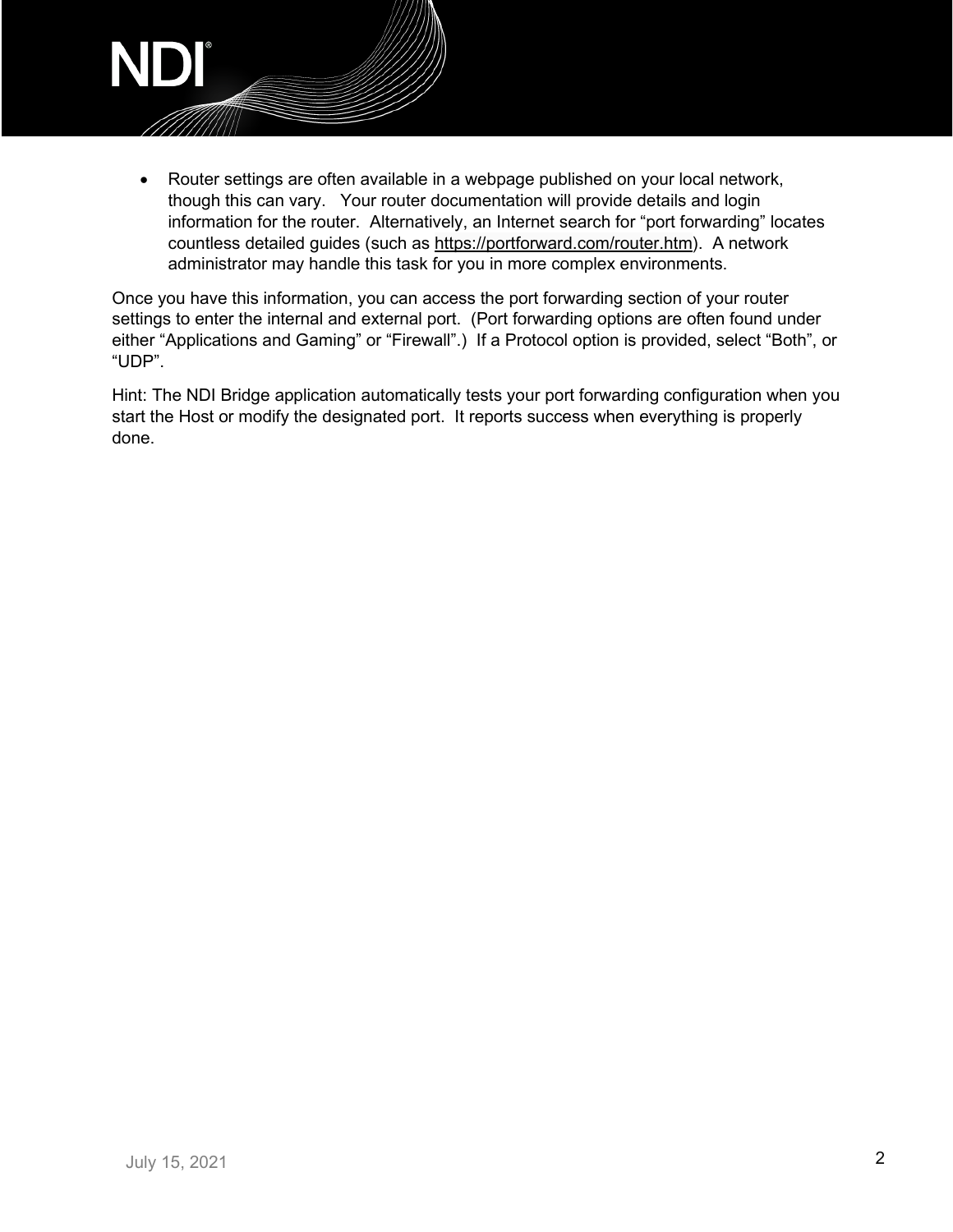- Router settings are often available in a webpage published on your local network, though this can vary. Your router documentation will provide details and login information for the router. Alternatively, an Internet search for "port forwarding" locates countless detailed guides (such as https://portforward.com/router.htm). A network administrator may handle this task for you in more complex environments.

Once you have this information, you can access the port forwarding section of your router settings to enter the internal and external port. (Port forwarding options are often found under either "Applications and Gaming" or "Firewall".) If a Protocol option is provided, select "Both", or "UDP".

Hint: The NDI Bridge application automatically tests your port forwarding configuration when you start the Host or modify the designated port. It reports success when everything is properly done.